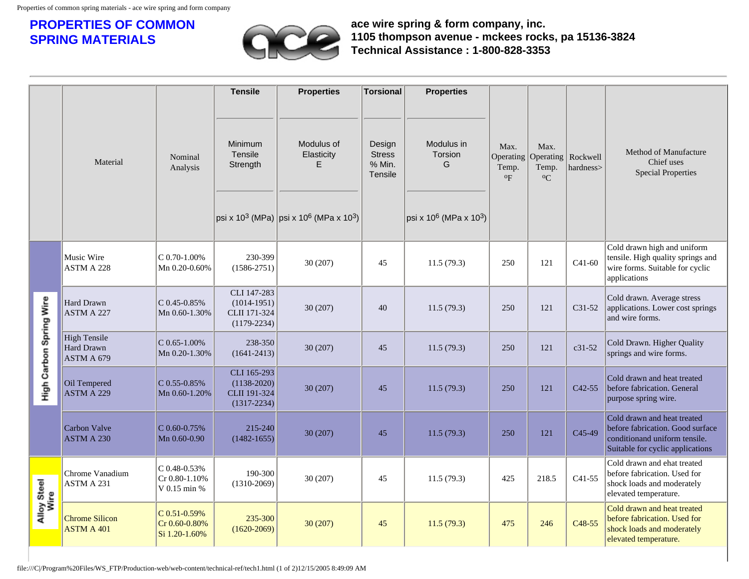# PROPERTIES OF COMMON SPRING MATERIALS

**ace wire spring & form company, inc.**
**1105 thompson avenue - mckees rocks, pa 15136-3824**
**Technical Assistance : 1-800-828-3353**

| | Material | Nominal Analysis | Tensile Properties: Minimum Tensile Strength psi x $10^3$ (MPa) | Tensile Properties: Modulus of Elasticity E psi x $10^6$ (MPa x $10^3$) | Torsional Properties: Design Stress % Min. Tensile | Torsional Properties: Modulus in Torsion G psi x $10^6$ (MPa x $10^3$) | Max. Operating Temp. °F | Max. Operating Temp. °C | Rockwell hardness> | Method of Manufacture Chief uses Special Properties |
|---|---|---|---|---|---|---|---|---|---|---|
| High Carbon Spring Wire | Music Wire ASTM A 228 | C 0.70-1.00% Mn 0.20-0.60% | 230-399 (1586-2751) | 30 (207) | 45 | 11.5 (79.3) | 250 | 121 | C41-60 | Cold drawn high and uniform tensile. High quality springs and wire forms. Suitable for cyclic applications |
| High Carbon Spring Wire | Hard Drawn ASTM A 227 | C 0.45-0.85% Mn 0.60-1.30% | CLI 147-283 (1014-1951) CLII 171-324 (1179-2234) | 30 (207) | 40 | 11.5 (79.3) | 250 | 121 | C31-52 | Cold drawn. Average stress applications. Lower cost springs and wire forms. |
| High Carbon Spring Wire | High Tensile Hard Drawn ASTM A 679 | C 0.65-1.00% Mn 0.20-1.30% | 238-350 (1641-2413) | 30 (207) | 45 | 11.5 (79.3) | 250 | 121 | c31-52 | Cold Drawn. Higher Quality springs and wire forms. |
| High Carbon Spring Wire | Oil Tempered ASTM A 229 | C 0.55-0.85% Mn 0.60-1.20% | CLI 165-293 (1138-2020) CLII 191-324 (1317-2234) | 30 (207) | 45 | 11.5 (79.3) | 250 | 121 | C42-55 | Cold drawn and heat treated before fabrication. General purpose spring wire. |
| High Carbon Spring Wire | Carbon Valve ASTM A 230 | C 0.60-0.75% Mn 0.60-0.90 | 215-240 (1482-1655) | 30 (207) | 45 | 11.5 (79.3) | 250 | 121 | C45-49 | Cold drawn and heat treated before fabrication. Good surface conditionand uniform tensile. Suitable for cyclic applications |
| Alloy Steel Wire | Chrome Vanadium ASTM A 231 | C 0.48-0.53% Cr 0.80-1.10% V 0.15 min % | 190-300 (1310-2069) | 30 (207) | 45 | 11.5 (79.3) | 425 | 218.5 | C41-55 | Cold drawn and ehat treated before fabrication. Used for shock loads and moderately elevated temperature. |
| Alloy Steel Wire | Chrome Silicon ASTM A 401 | C 0.51-0.59% Cr 0.60-0.80% Si 1.20-1.60% | 235-300 (1620-2069) | 30 (207) | 45 | 11.5 (79.3) | 475 | 246 | C48-55 | Cold drawn and heat treated before fabrication. Used for shock loads and moderately elevated temperature. |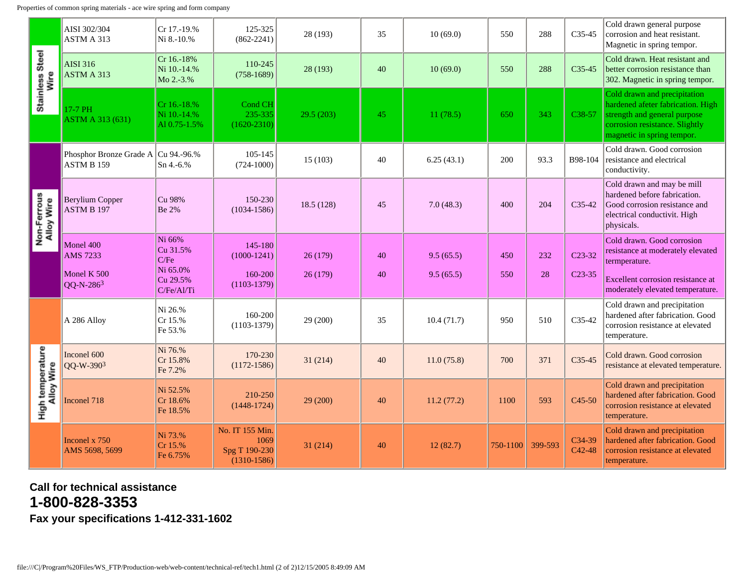| | | | | | | | | | | |
|---|---|---|---|---|---|---|---|---|---|---|
| Stainless Steel Wire | AISI 302/304<br>ASTM A 313 | Cr 17.-19.%<br>Ni 8.-10.% | 125-325<br>(862-2241) | 28 (193) | 35 | 10 (69.0) | 550 | 288 | C35-45 | Cold drawn general purpose corrosion and heat resistant. Magnetic in spring tempor. |
| | AISI 316<br>ASTM A 313 | Cr 16.-18%<br>Ni 10.-14.%<br>Mo 2.-3.% | 110-245<br>(758-1689) | 28 (193) | 40 | 10 (69.0) | 550 | 288 | C35-45 | Cold drawn. Heat resistant and better corrosion resistance than 302. Magnetic in spring tempor. |
| | 17-7 PH<br>ASTM A 313 (631) | Cr 16.-18.%<br>Ni 10.-14.%<br>Al 0.75-1.5% | Cond CH<br>235-335<br>(1620-2310) | 29.5 (203) | 45 | 11 (78.5) | 650 | 343 | C38-57 | Cold drawn and precipitation hardened afeter fabrication. High strength and general purpose corrosion resistance. Slightly magnetic in spring tempor. |
| Non-Ferrous Alloy Wire | Phosphor Bronze Grade A<br>ASTM B 159 | Cu 94.-96.%<br>Sn 4.-6.% | 105-145<br>(724-1000) | 15 (103) | 40 | 6.25 (43.1) | 200 | 93.3 | B98-104 | Cold drawn. Good corrosion resistance and electrical conductivity. |
| | Berylium Copper<br>ASTM B 197 | Cu 98%<br>Be 2% | 150-230<br>(1034-1586) | 18.5 (128) | 45 | 7.0 (48.3) | 400 | 204 | C35-42 | Cold drawn and may be mill hardened before fabrication. Good corrosion resistance and electrical conductivit. High physicals. |
| | Monel 400<br>AMS 7233 | Ni 66%<br>Cu 31.5%<br>C/Fe | 145-180<br>(1000-1241) | 26 (179) | 40 | 9.5 (65.5) | 450 | 232 | C23-32 | Cold drawn. Good corrosion resistance at moderately elevated termperature. |
| | Monel K 500<br>QQ-N-286[3] | Ni 65.0%<br>Cu 29.5%<br>C/Fe/Al/Ti | 160-200<br>(1103-1379) | 26 (179) | 40 | 9.5 (65.5) | 550 | 28 | C23-35 | Excellent corrosion resistance at moderately elevated temperature. |
| High temperature Alloy Wire | A 286 Alloy | Ni 26.%<br>Cr 15.%<br>Fe 53.% | 160-200<br>(1103-1379) | 29 (200) | 35 | 10.4 (71.7) | 950 | 510 | C35-42 | Cold drawn and precipitation hardened after fabrication. Good corrosion resistance at elevated temperature. |
| | Inconel 600<br>QQ-W-390[3] | Ni 76.%<br>Cr 15.8%<br>Fe 7.2% | 170-230<br>(1172-1586) | 31 (214) | 40 | 11.0 (75.8) | 700 | 371 | C35-45 | Cold drawn. Good corrosion resistance at elevated temperature. |
| | Inconel 718 | Ni 52.5%<br>Cr 18.6%<br>Fe 18.5% | 210-250<br>(1448-1724) | 29 (200) | 40 | 11.2 (77.2) | 1100 | 593 | C45-50 | Cold drawn and precipitation hardened after fabrication. Good corrosion resistance at elevated temperature. |
| | Inconel x 750<br>AMS 5698, 5699 | Ni 73.%<br>Cr 15.%<br>Fe 6.75% | No. IT 155 Min. 1069<br>Spg T 190-230<br>(1310-1586) | 31 (214) | 40 | 12 (82.7) | 750-1100 | 399-593 | C34-39<br>C42-48 | Cold drawn and precipitation hardened after fabrication. Good corrosion resistance at elevated temperature. |

**Call for technical assistance**

**1-800-828-3353**

**Fax your specifications 1-412-331-1602**